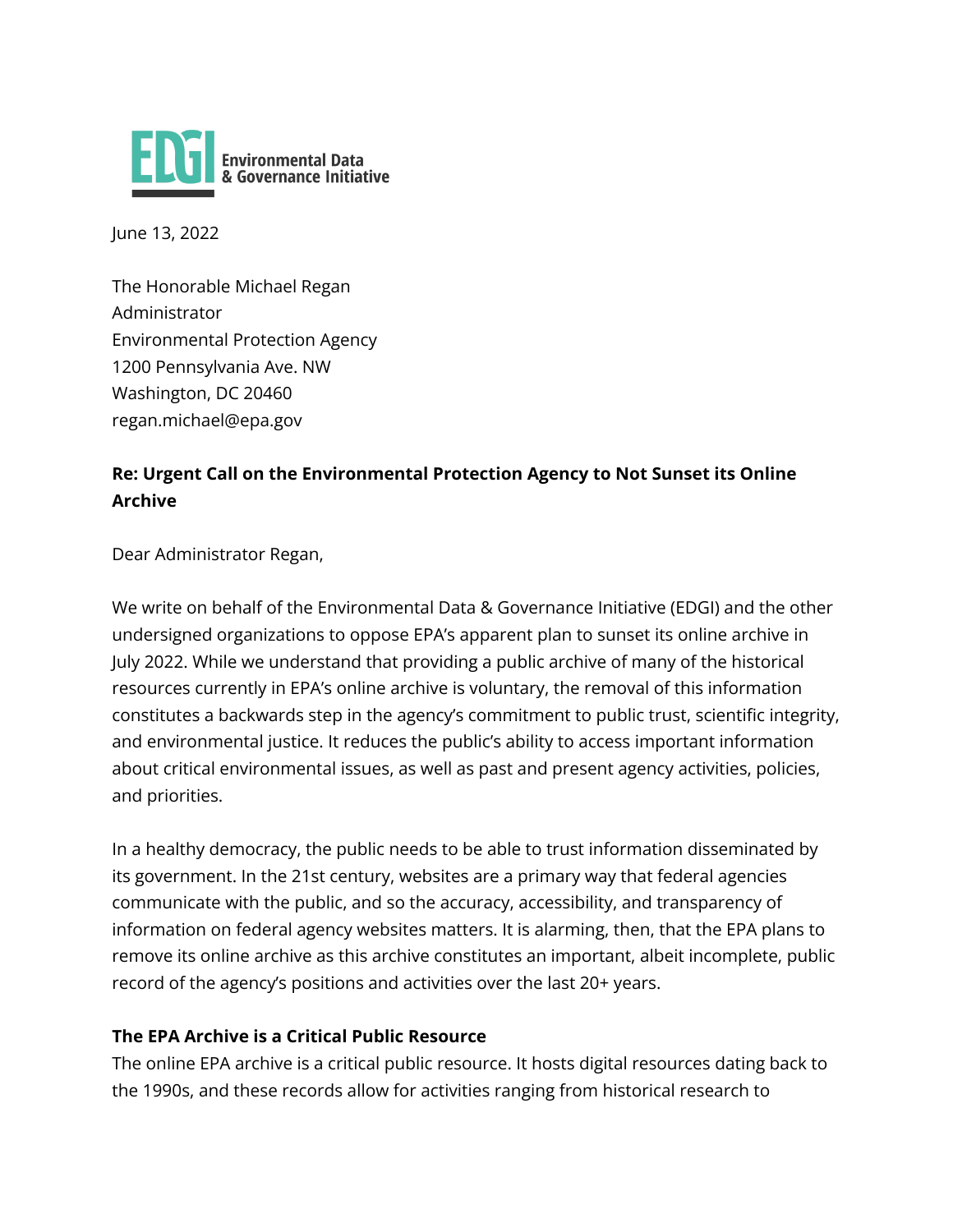Environmental Data & Governance Initiative

June 13, 2022

The Honorable Michael Regan
Administrator
Environmental Protection Agency
1200 Pennsylvania Ave. NW
Washington, DC 20460
regan.michael@epa.gov

**Re: Urgent Call on the Environmental Protection Agency to Not Sunset its Online Archive**

Dear Administrator Regan,

We write on behalf of the Environmental Data & Governance Initiative (EDGI) and the other undersigned organizations to oppose EPA's apparent plan to sunset its online archive in July 2022. While we understand that providing a public archive of many of the historical resources currently in EPA's online archive is voluntary, the removal of this information constitutes a backwards step in the agency's commitment to public trust, scientific integrity, and environmental justice. It reduces the public's ability to access important information about critical environmental issues, as well as past and present agency activities, policies, and priorities.

In a healthy democracy, the public needs to be able to trust information disseminated by its government. In the 21st century, websites are a primary way that federal agencies communicate with the public, and so the accuracy, accessibility, and transparency of information on federal agency websites matters. It is alarming, then, that the EPA plans to remove its online archive as this archive constitutes an important, albeit incomplete, public record of the agency's positions and activities over the last 20+ years.

**The EPA Archive is a Critical Public Resource**

The online EPA archive is a critical public resource. It hosts digital resources dating back to the 1990s, and these records allow for activities ranging from historical research to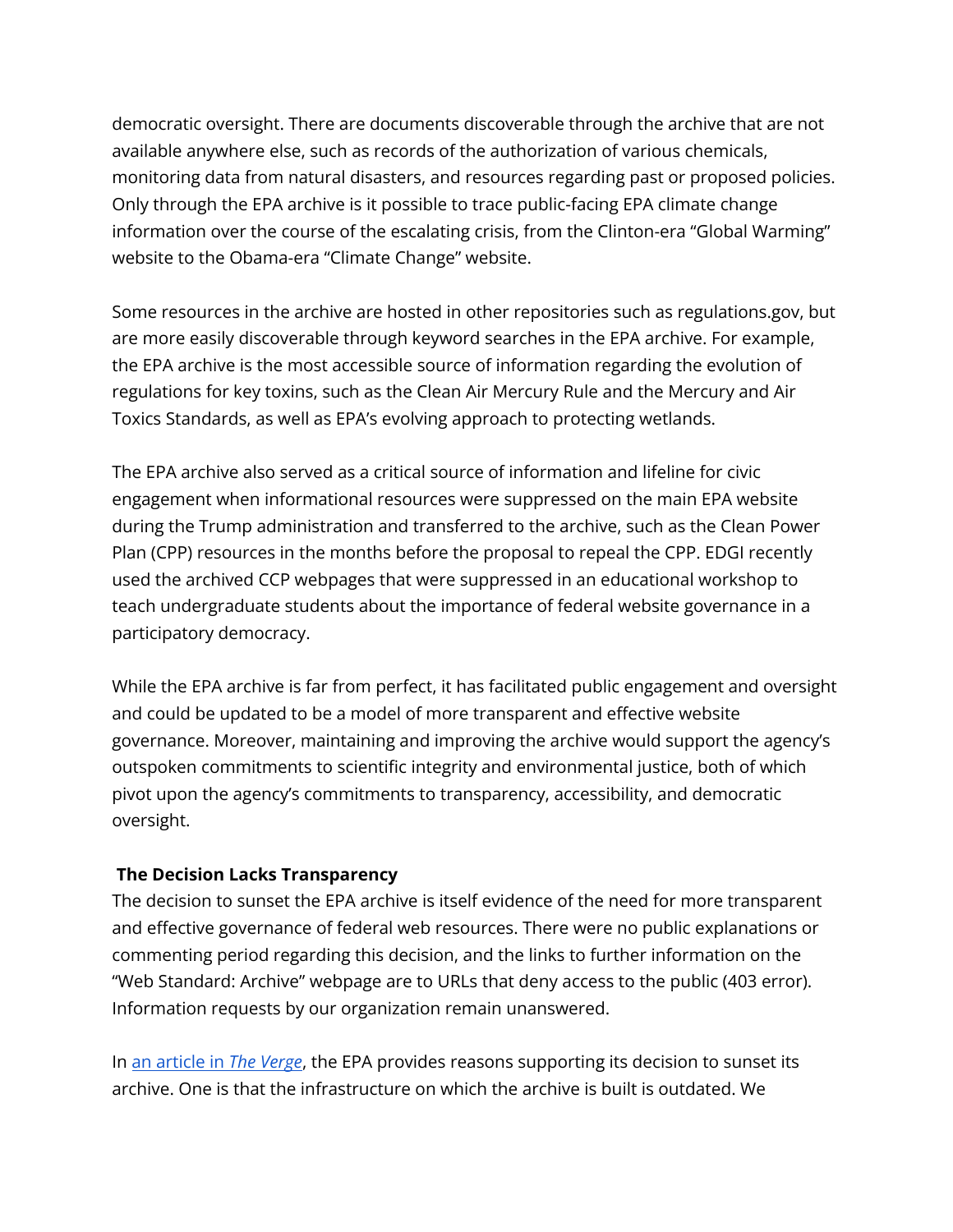democratic oversight. There are documents discoverable through the archive that are not available anywhere else, such as records of the authorization of various chemicals, monitoring data from natural disasters, and resources regarding past or proposed policies. Only through the EPA archive is it possible to trace public-facing EPA climate change information over the course of the escalating crisis, from the Clinton-era "Global Warming" website to the Obama-era "Climate Change" website.

Some resources in the archive are hosted in other repositories such as regulations.gov, but are more easily discoverable through keyword searches in the EPA archive. For example, the EPA archive is the most accessible source of information regarding the evolution of regulations for key toxins, such as the Clean Air Mercury Rule and the Mercury and Air Toxics Standards, as well as EPA's evolving approach to protecting wetlands.

The EPA archive also served as a critical source of information and lifeline for civic engagement when informational resources were suppressed on the main EPA website during the Trump administration and transferred to the archive, such as the Clean Power Plan (CPP) resources in the months before the proposal to repeal the CPP. EDGI recently used the archived CCP webpages that were suppressed in an educational workshop to teach undergraduate students about the importance of federal website governance in a participatory democracy.

While the EPA archive is far from perfect, it has facilitated public engagement and oversight and could be updated to be a model of more transparent and effective website governance. Moreover, maintaining and improving the archive would support the agency's outspoken commitments to scientific integrity and environmental justice, both of which pivot upon the agency's commitments to transparency, accessibility, and democratic oversight.

**The Decision Lacks Transparency**

The decision to sunset the EPA archive is itself evidence of the need for more transparent and effective governance of federal web resources. There were no public explanations or commenting period regarding this decision, and the links to further information on the "Web Standard: Archive" webpage are to URLs that deny access to the public (403 error). Information requests by our organization remain unanswered.

In an article in *The Verge*, the EPA provides reasons supporting its decision to sunset its archive. One is that the infrastructure on which the archive is built is outdated. We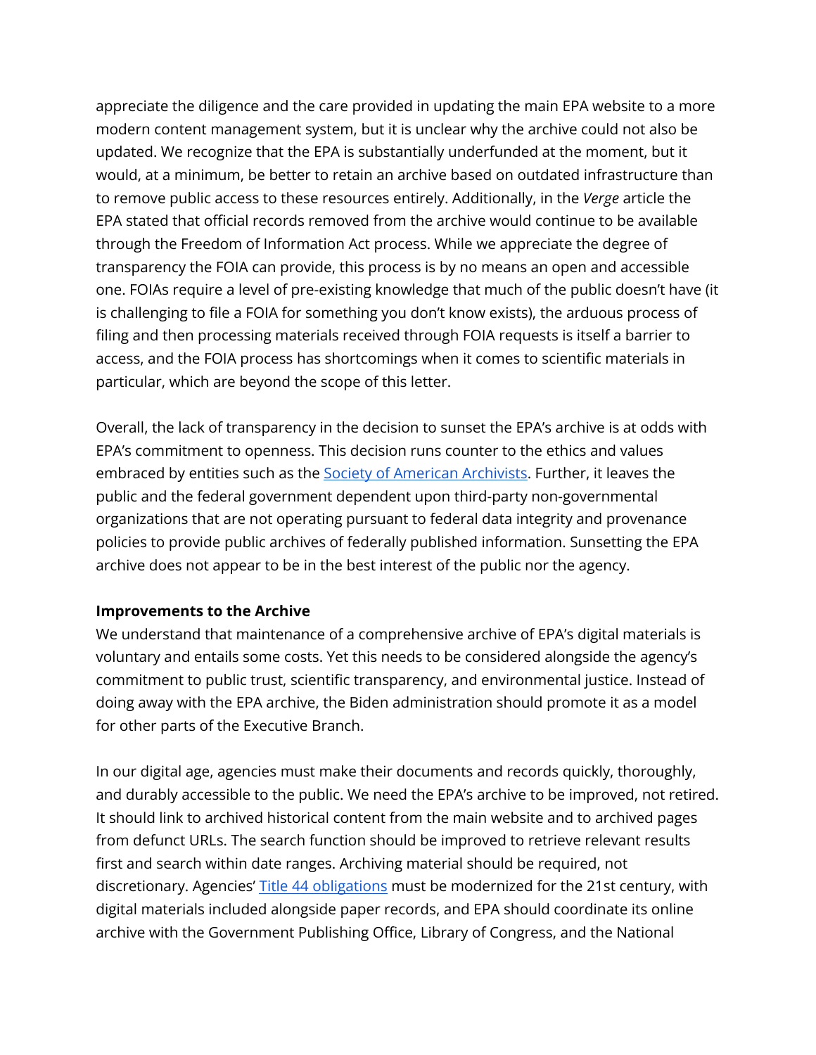appreciate the diligence and the care provided in updating the main EPA website to a more modern content management system, but it is unclear why the archive could not also be updated. We recognize that the EPA is substantially underfunded at the moment, but it would, at a minimum, be better to retain an archive based on outdated infrastructure than to remove public access to these resources entirely. Additionally, in the *Verge* article the EPA stated that official records removed from the archive would continue to be available through the Freedom of Information Act process. While we appreciate the degree of transparency the FOIA can provide, this process is by no means an open and accessible one. FOIAs require a level of pre-existing knowledge that much of the public doesn't have (it is challenging to file a FOIA for something you don't know exists), the arduous process of filing and then processing materials received through FOIA requests is itself a barrier to access, and the FOIA process has shortcomings when it comes to scientific materials in particular, which are beyond the scope of this letter.

Overall, the lack of transparency in the decision to sunset the EPA's archive is at odds with EPA's commitment to openness. This decision runs counter to the ethics and values embraced by entities such as the Society of American Archivists. Further, it leaves the public and the federal government dependent upon third-party non-governmental organizations that are not operating pursuant to federal data integrity and provenance policies to provide public archives of federally published information. Sunsetting the EPA archive does not appear to be in the best interest of the public nor the agency.

**Improvements to the Archive**

We understand that maintenance of a comprehensive archive of EPA's digital materials is voluntary and entails some costs. Yet this needs to be considered alongside the agency's commitment to public trust, scientific transparency, and environmental justice. Instead of doing away with the EPA archive, the Biden administration should promote it as a model for other parts of the Executive Branch.

In our digital age, agencies must make their documents and records quickly, thoroughly, and durably accessible to the public. We need the EPA's archive to be improved, not retired. It should link to archived historical content from the main website and to archived pages from defunct URLs. The search function should be improved to retrieve relevant results first and search within date ranges. Archiving material should be required, not discretionary. Agencies' Title 44 obligations must be modernized for the 21st century, with digital materials included alongside paper records, and EPA should coordinate its online archive with the Government Publishing Office, Library of Congress, and the National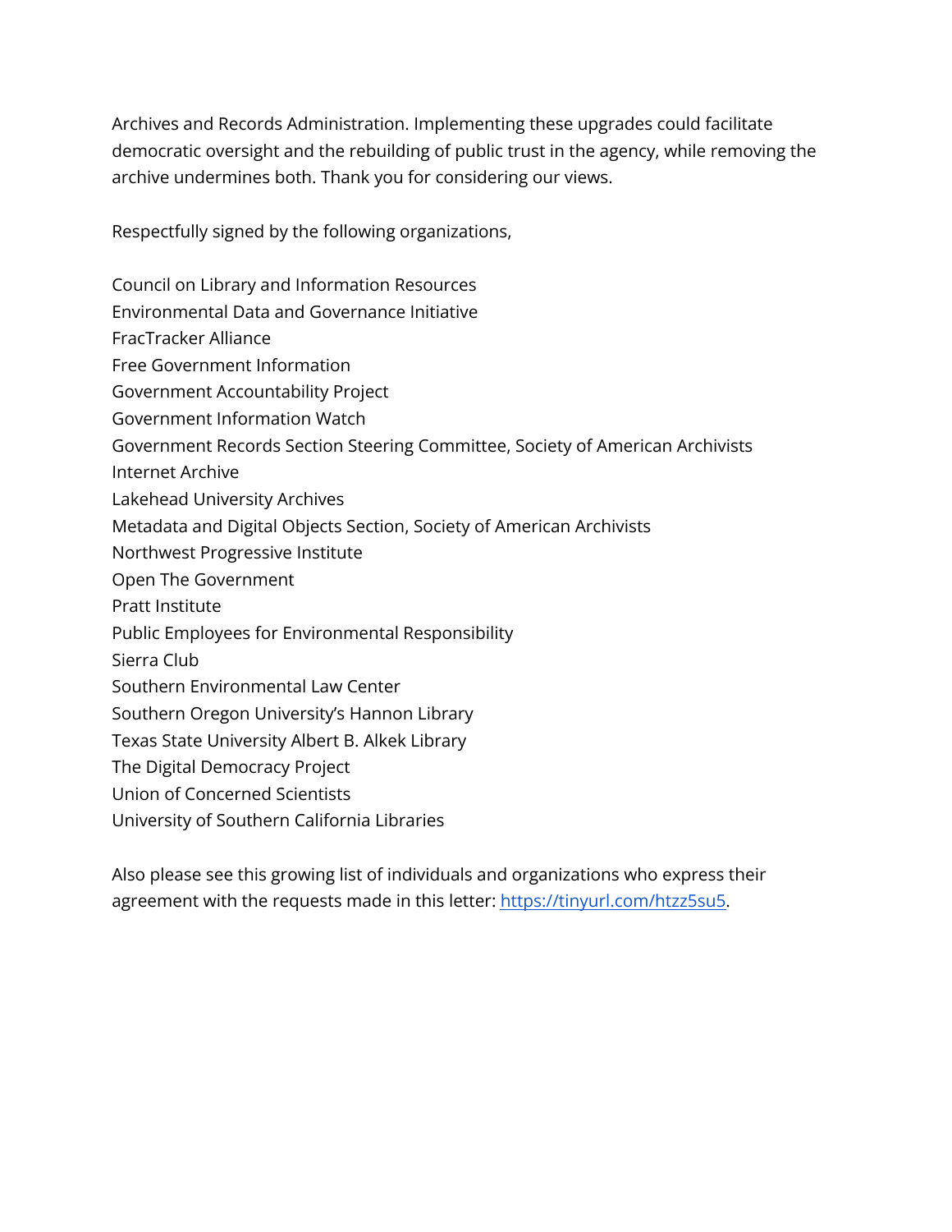Archives and Records Administration. Implementing these upgrades could facilitate democratic oversight and the rebuilding of public trust in the agency, while removing the archive undermines both. Thank you for considering our views.

Respectfully signed by the following organizations,

Council on Library and Information Resources
Environmental Data and Governance Initiative
FracTracker Alliance
Free Government Information
Government Accountability Project
Government Information Watch
Government Records Section Steering Committee, Society of American Archivists
Internet Archive
Lakehead University Archives
Metadata and Digital Objects Section, Society of American Archivists
Northwest Progressive Institute
Open The Government
Pratt Institute
Public Employees for Environmental Responsibility
Sierra Club
Southern Environmental Law Center
Southern Oregon University's Hannon Library
Texas State University Albert B. Alkek Library
The Digital Democracy Project
Union of Concerned Scientists
University of Southern California Libraries

Also please see this growing list of individuals and organizations who express their agreement with the requests made in this letter: [https://tinyurl.com/htzz5su5](https://tinyurl.com/htzz5su5).